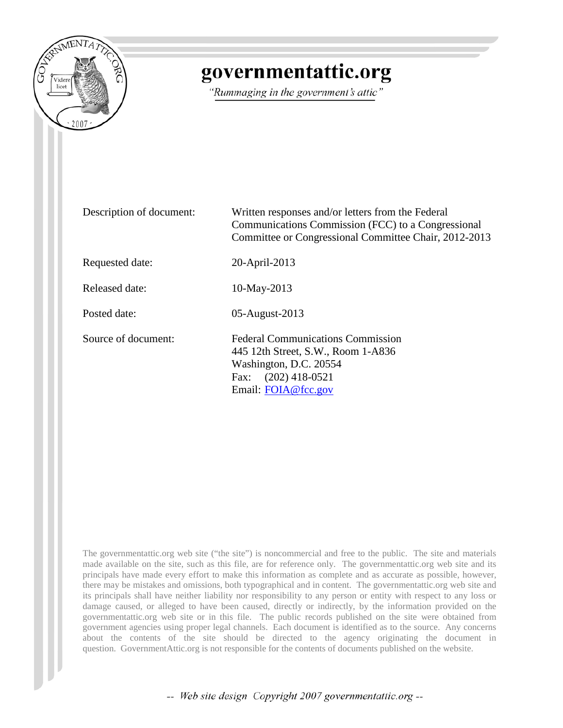# governmentattic.org

*"Rummaging in the government's attic"*

| | |
|---|---|
| Description of document: | Written responses and/or letters from the Federal Communications Commission (FCC) to a Congressional Committee or Congressional Committee Chair, 2012-2013 |
| Requested date: | 20-April-2013 |
| Released date: | 10-May-2013 |
| Posted date: | 05-August-2013 |
| Source of document: | Federal Communications Commission<br>445 12th Street, S.W., Room 1-A836<br>Washington, D.C. 20554<br>Fax: (202) 418-0521<br>Email: FOIA@fcc.gov |

The governmentattic.org web site ("the site") is noncommercial and free to the public. The site and materials made available on the site, such as this file, are for reference only. The governmentattic.org web site and its principals have made every effort to make this information as complete and as accurate as possible, however, there may be mistakes and omissions, both typographical and in content. The governmentattic.org web site and its principals shall have neither liability nor responsibility to any person or entity with respect to any loss or damage caused, or alleged to have been caused, directly or indirectly, by the information provided on the governmentattic.org web site or in this file. The public records published on the site were obtained from government agencies using proper legal channels. Each document is identified as to the source. Any concerns about the contents of the site should be directed to the agency originating the document in question. GovernmentAttic.org is not responsible for the contents of documents published on the website.

-- Web site design Copyright 2007 governmentattic.org --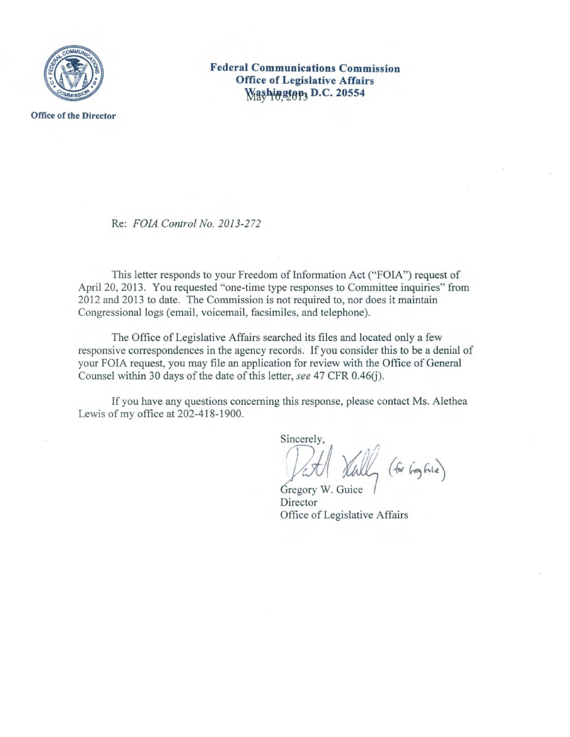**Federal Communications Commission**
**Office of Legislative Affairs**
**Washington, D.C. 20554**

May 10, 2013

**Office of the Director**

Re: *FOIA Control No. 2013-272*

This letter responds to your Freedom of Information Act ("FOIA") request of April 20, 2013. You requested "one-time type responses to Committee inquiries" from 2012 and 2013 to date. The Commission is not required to, nor does it maintain Congressional logs (email, voicemail, facsimiles, and telephone).

The Office of Legislative Affairs searched its files and located only a few responsive correspondences in the agency records. If you consider this to be a denial of your FOIA request, you may file an application for review with the Office of General Counsel within 30 days of the date of this letter, *see* 47 CFR 0.46(j).

If you have any questions concerning this response, please contact Ms. Alethea Lewis of my office at 202-418-1900.

Sincerely,

(for Greg Guice)

Gregory W. Guice
Director
Office of Legislative Affairs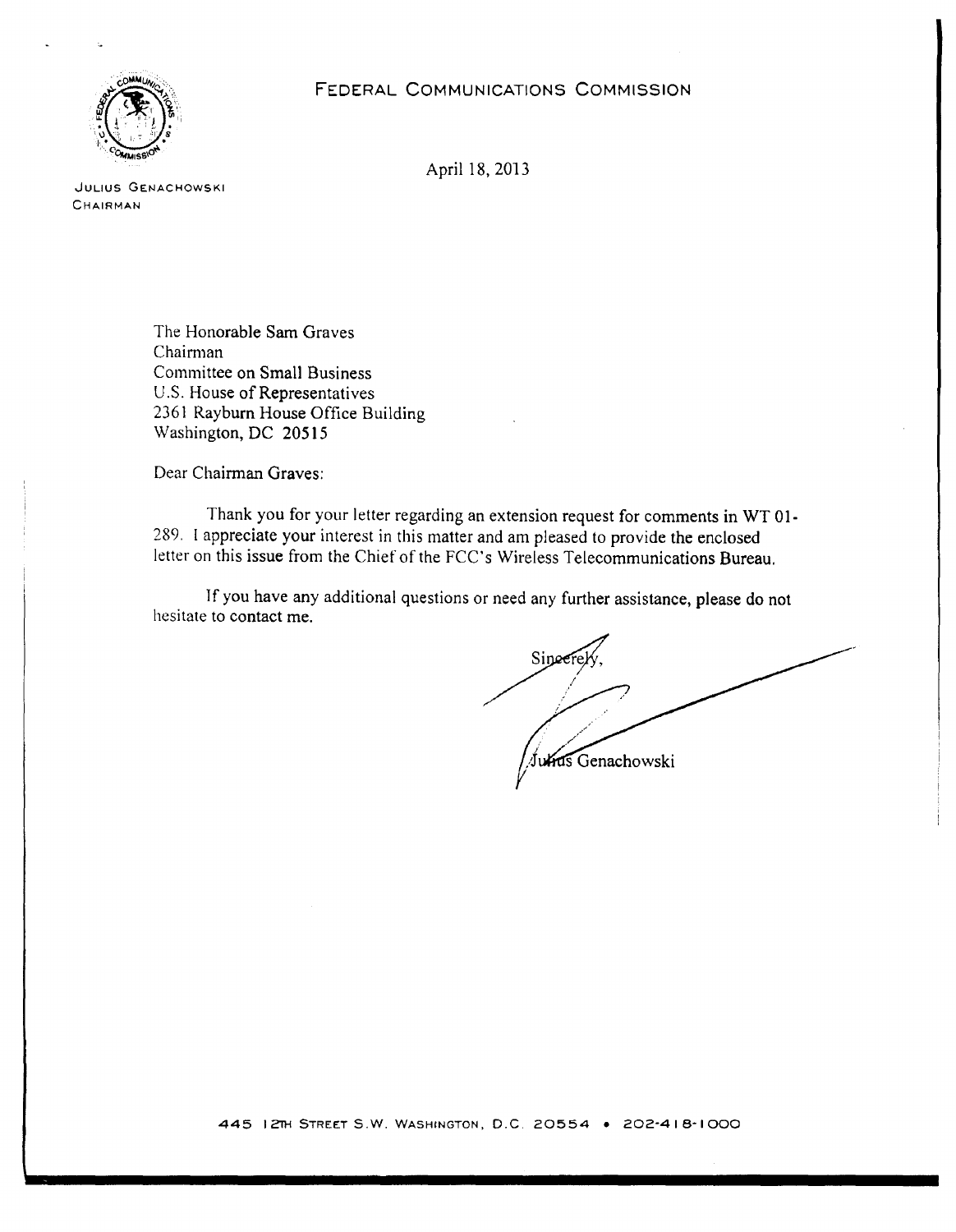# FEDERAL COMMUNICATIONS COMMISSION

JULIUS GENACHOWSKI
CHAIRMAN

April 18, 2013

The Honorable Sam Graves
Chairman
Committee on Small Business
U.S. House of Representatives
2361 Rayburn House Office Building
Washington, DC 20515

Dear Chairman Graves:

Thank you for your letter regarding an extension request for comments in WT 01-289. I appreciate your interest in this matter and am pleased to provide the enclosed letter on this issue from the Chief of the FCC's Wireless Telecommunications Bureau.

If you have any additional questions or need any further assistance, please do not hesitate to contact me.

Sincerely,

Julius Genachowski

445 12TH STREET S.W. WASHINGTON, D.C. 20554 • 202-418-1000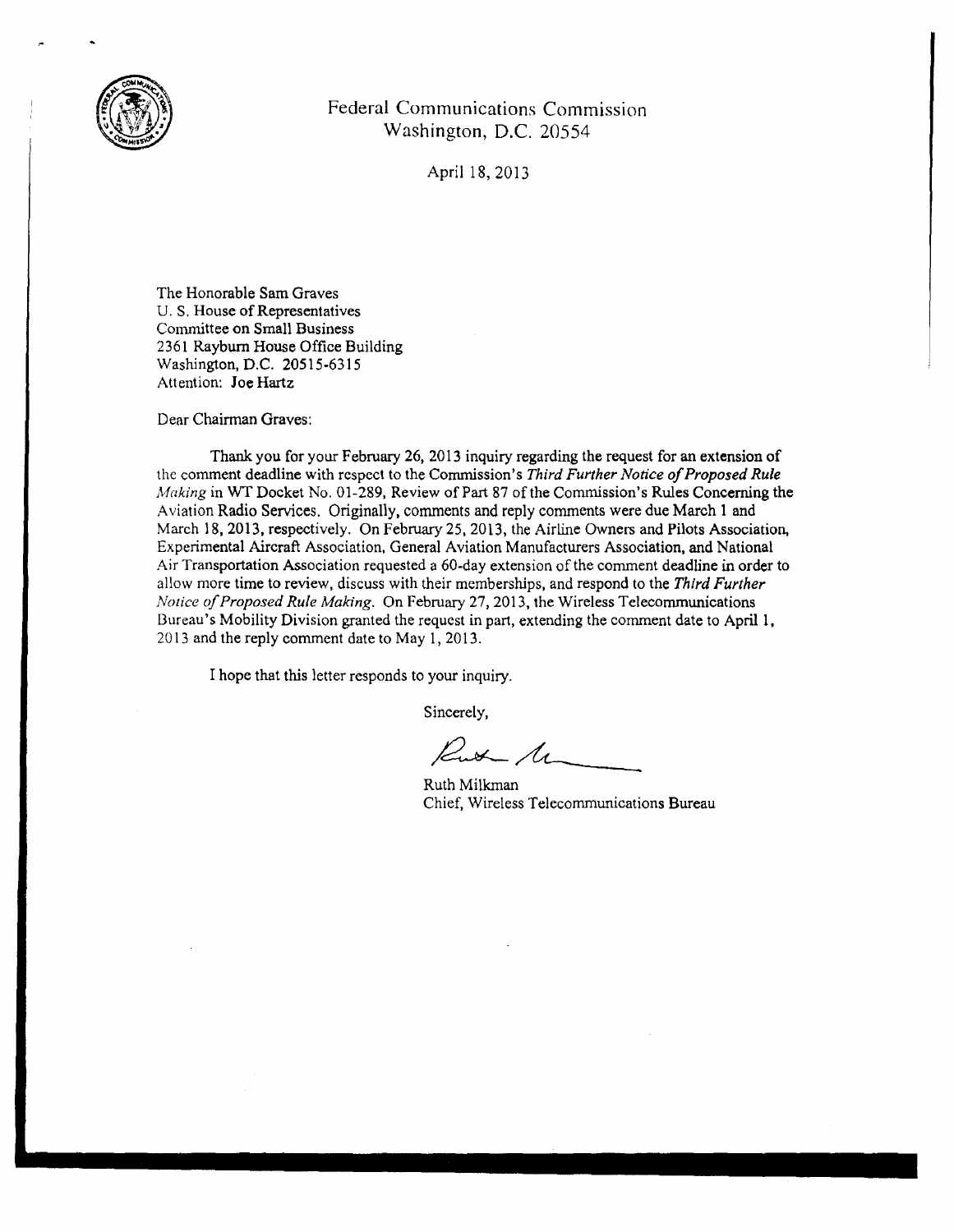Federal Communications Commission
Washington, D.C. 20554

April 18, 2013

The Honorable Sam Graves
U. S. House of Representatives
Committee on Small Business
2361 Rayburn House Office Building
Washington, D.C. 20515-6315
Attention: Joe Hartz

Dear Chairman Graves:

Thank you for your February 26, 2013 inquiry regarding the request for an extension of the comment deadline with respect to the Commission's *Third Further Notice of Proposed Rule Making* in WT Docket No. 01-289, Review of Part 87 of the Commission's Rules Concerning the Aviation Radio Services. Originally, comments and reply comments were due March 1 and March 18, 2013, respectively. On February 25, 2013, the Airline Owners and Pilots Association, Experimental Aircraft Association, General Aviation Manufacturers Association, and National Air Transportation Association requested a 60-day extension of the comment deadline in order to allow more time to review, discuss with their memberships, and respond to the *Third Further Notice of Proposed Rule Making*. On February 27, 2013, the Wireless Telecommunications Bureau's Mobility Division granted the request in part, extending the comment date to April 1, 2013 and the reply comment date to May 1, 2013.

I hope that this letter responds to your inquiry.

Sincerely,

Ruth Milkman
Chief, Wireless Telecommunications Bureau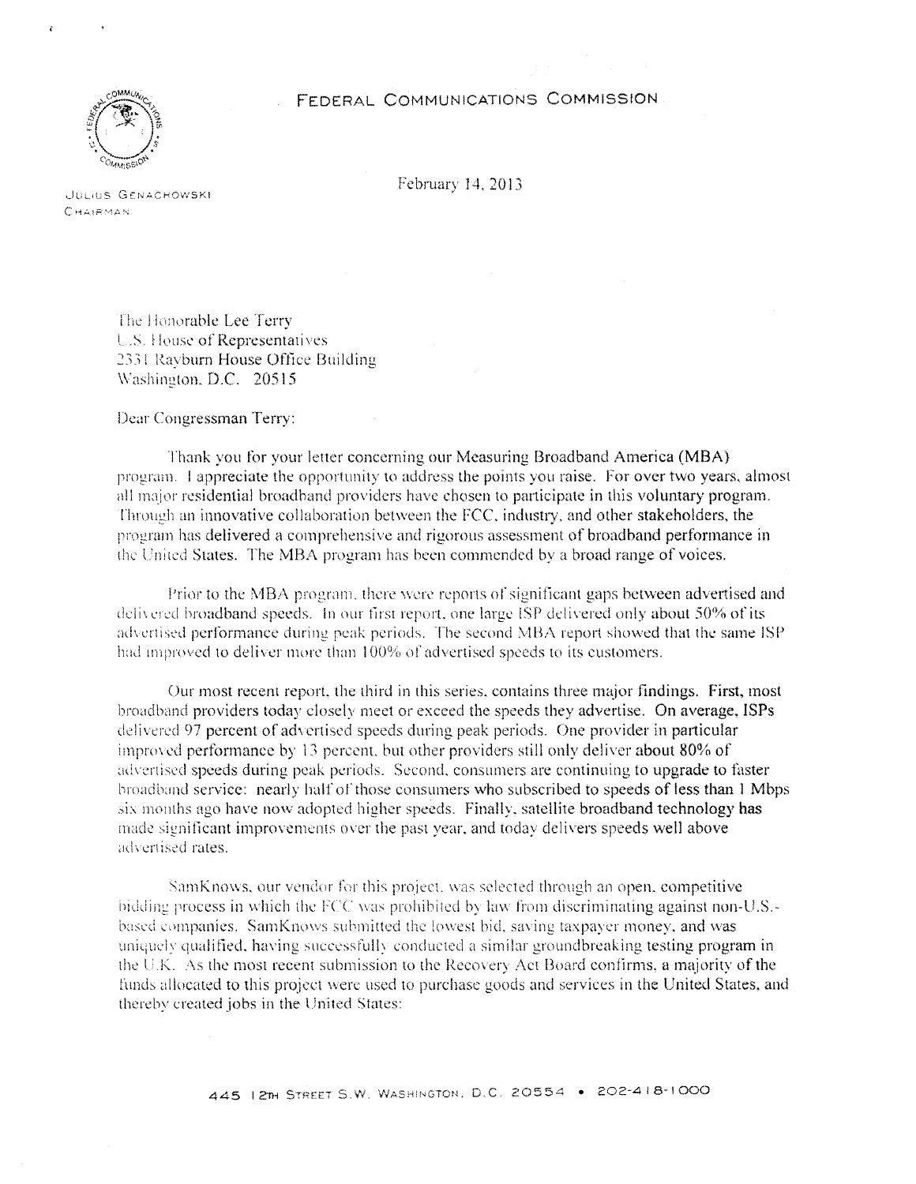FEDERAL COMMUNICATIONS COMMISSION

JULIUS GENACHOWSKI
CHAIRMAN

February 14, 2013

The Honorable Lee Terry
U.S. House of Representatives
2331 Rayburn House Office Building
Washington, D.C. 20515

Dear Congressman Terry:

Thank you for your letter concerning our Measuring Broadband America (MBA) program. I appreciate the opportunity to address the points you raise. For over two years, almost all major residential broadband providers have chosen to participate in this voluntary program. Through an innovative collaboration between the FCC, industry, and other stakeholders, the program has delivered a comprehensive and rigorous assessment of broadband performance in the United States. The MBA program has been commended by a broad range of voices.

Prior to the MBA program, there were reports of significant gaps between advertised and delivered broadband speeds. In our first report, one large ISP delivered only about 50% of its advertised performance during peak periods. The second MBA report showed that the same ISP had improved to deliver more than 100% of advertised speeds to its customers.

Our most recent report, the third in this series, contains three major findings. First, most broadband providers today closely meet or exceed the speeds they advertise. On average, ISPs delivered 97 percent of advertised speeds during peak periods. One provider in particular improved performance by 13 percent, but other providers still only deliver about 80% of advertised speeds during peak periods. Second, consumers are continuing to upgrade to faster broadband service: nearly half of those consumers who subscribed to speeds of less than 1 Mbps six months ago have now adopted higher speeds. Finally, satellite broadband technology has made significant improvements over the past year, and today delivers speeds well above advertised rates.

SamKnows, our vendor for this project, was selected through an open, competitive bidding process in which the FCC was prohibited by law from discriminating against non-U.S.-based companies. SamKnows submitted the lowest bid, saving taxpayer money, and was uniquely qualified, having successfully conducted a similar groundbreaking testing program in the U.K. As the most recent submission to the Recovery Act Board confirms, a majority of the funds allocated to this project were used to purchase goods and services in the United States, and thereby created jobs in the United States:

445 12TH STREET S.W. WASHINGTON, D.C. 20554 • 202-418-1000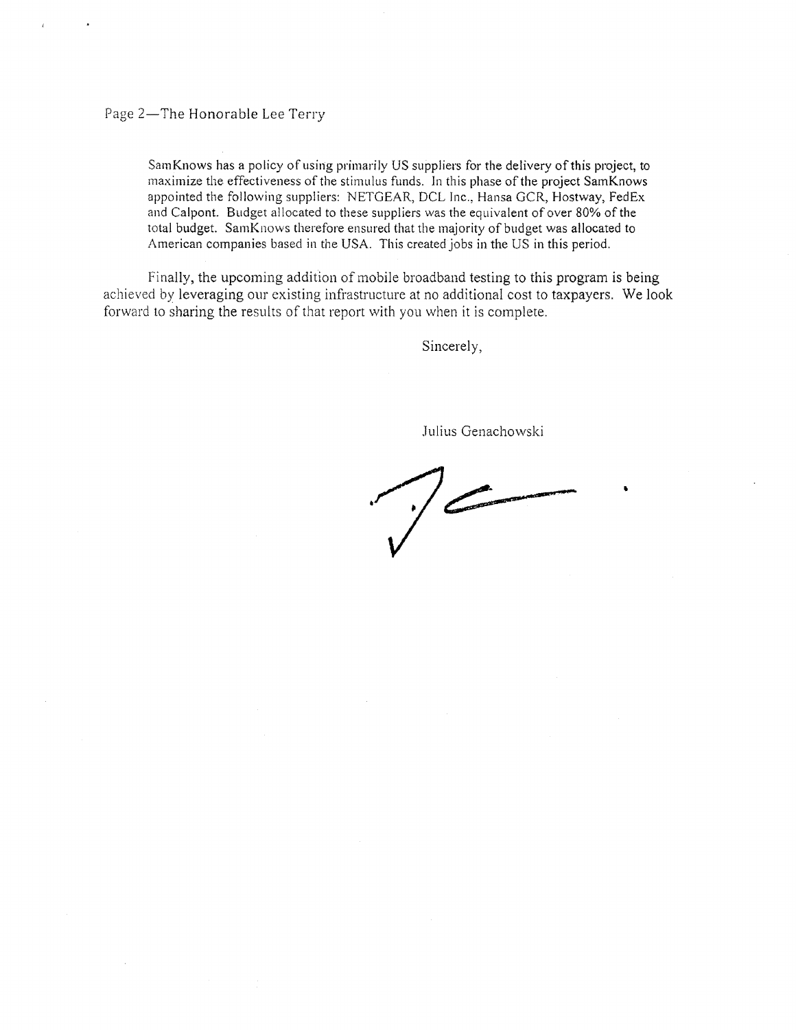SamKnows has a policy of using primarily US suppliers for the delivery of this project, to maximize the effectiveness of the stimulus funds. In this phase of the project SamKnows appointed the following suppliers: NETGEAR, DCL Inc., Hansa GCR, Hostway, FedEx and Calpont. Budget allocated to these suppliers was the equivalent of over 80% of the total budget. SamKnows therefore ensured that the majority of budget was allocated to American companies based in the USA. This created jobs in the US in this period.

Finally, the upcoming addition of mobile broadband testing to this program is being achieved by leveraging our existing infrastructure at no additional cost to taxpayers. We look forward to sharing the results of that report with you when it is complete.

Sincerely,

Julius Genachowski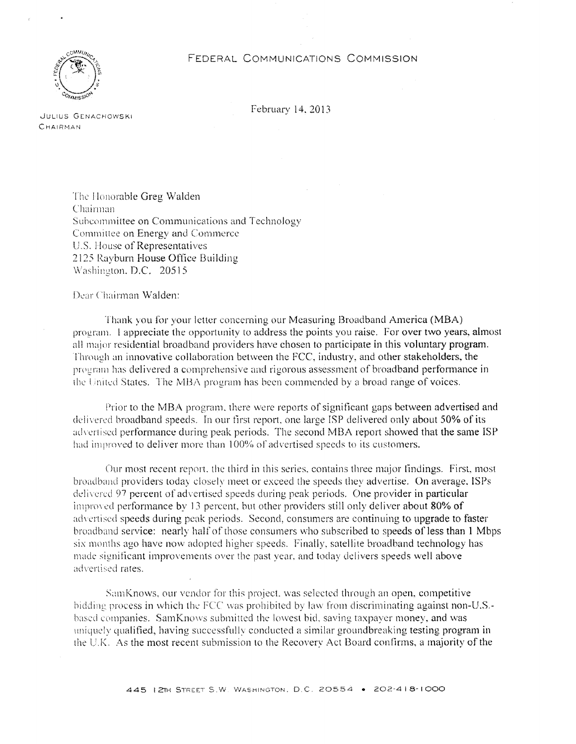FEDERAL COMMUNICATIONS COMMISSION

JULIUS GENACHOWSKI
CHAIRMAN

February 14, 2013

The Honorable Greg Walden
Chairman
Subcommittee on Communications and Technology
Committee on Energy and Commerce
U.S. House of Representatives
2125 Rayburn House Office Building
Washington, D.C. 20515

Dear Chairman Walden:

Thank you for your letter concerning our Measuring Broadband America (MBA) program. I appreciate the opportunity to address the points you raise. For over two years, almost all major residential broadband providers have chosen to participate in this voluntary program. Through an innovative collaboration between the FCC, industry, and other stakeholders, the program has delivered a comprehensive and rigorous assessment of broadband performance in the United States. The MBA program has been commended by a broad range of voices.

Prior to the MBA program, there were reports of significant gaps between advertised and delivered broadband speeds. In our first report, one large ISP delivered only about 50% of its advertised performance during peak periods. The second MBA report showed that the same ISP had improved to deliver more than 100% of advertised speeds to its customers.

Our most recent report, the third in this series, contains three major findings. First, most broadband providers today closely meet or exceed the speeds they advertise. On average, ISPs delivered 97 percent of advertised speeds during peak periods. One provider in particular improved performance by 13 percent, but other providers still only deliver about 80% of advertised speeds during peak periods. Second, consumers are continuing to upgrade to faster broadband service: nearly half of those consumers who subscribed to speeds of less than 1 Mbps six months ago have now adopted higher speeds. Finally, satellite broadband technology has made significant improvements over the past year, and today delivers speeds well above advertised rates.

SamKnows, our vendor for this project, was selected through an open, competitive bidding process in which the FCC was prohibited by law from discriminating against non-U.S.-based companies. SamKnows submitted the lowest bid, saving taxpayer money, and was uniquely qualified, having successfully conducted a similar groundbreaking testing program in the U.K. As the most recent submission to the Recovery Act Board confirms, a majority of the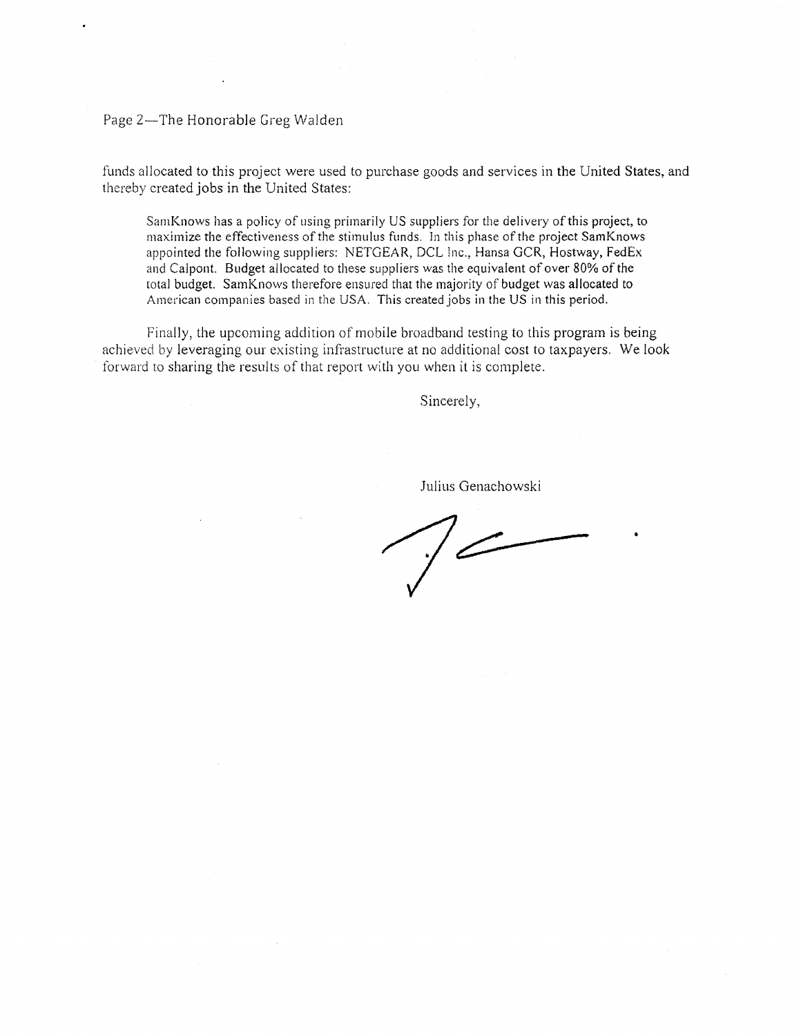funds allocated to this project were used to purchase goods and services in the United States, and thereby created jobs in the United States:

> SamKnows has a policy of using primarily US suppliers for the delivery of this project, to maximize the effectiveness of the stimulus funds. In this phase of the project SamKnows appointed the following suppliers: NETGEAR, DCL Inc., Hansa GCR, Hostway, FedEx and Calpont. Budget allocated to these suppliers was the equivalent of over 80% of the total budget. SamKnows therefore ensured that the majority of budget was allocated to American companies based in the USA. This created jobs in the US in this period.

Finally, the upcoming addition of mobile broadband testing to this program is being achieved by leveraging our existing infrastructure at no additional cost to taxpayers. We look forward to sharing the results of that report with you when it is complete.

Sincerely,

Julius Genachowski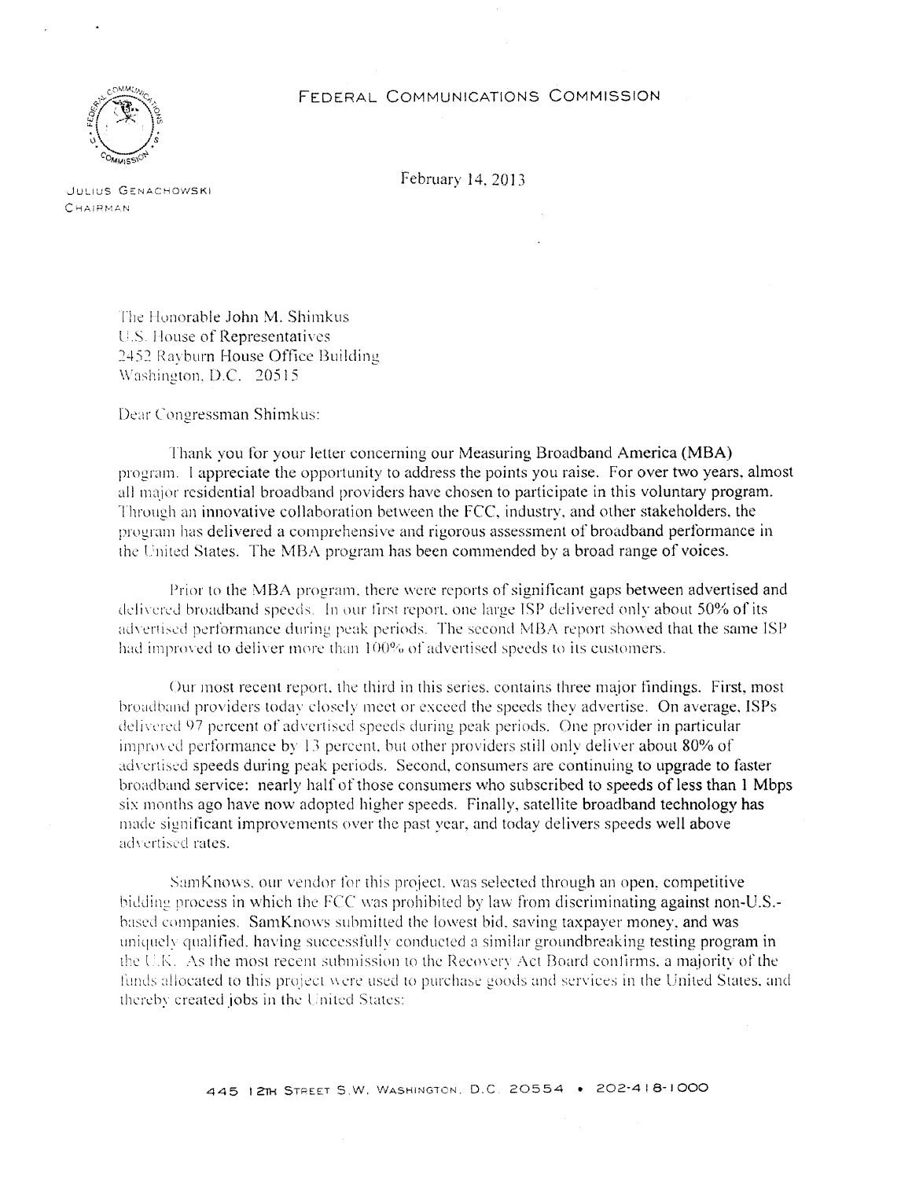FEDERAL COMMUNICATIONS COMMISSION

JULIUS GENACHOWSKI
CHAIRMAN

February 14, 2013

The Honorable John M. Shimkus
U.S. House of Representatives
2452 Rayburn House Office Building
Washington, D.C. 20515

Dear Congressman Shimkus:

Thank you for your letter concerning our Measuring Broadband America (MBA) program. I appreciate the opportunity to address the points you raise. For over two years, almost all major residential broadband providers have chosen to participate in this voluntary program. Through an innovative collaboration between the FCC, industry, and other stakeholders, the program has delivered a comprehensive and rigorous assessment of broadband performance in the United States. The MBA program has been commended by a broad range of voices.

Prior to the MBA program, there were reports of significant gaps between advertised and delivered broadband speeds. In our first report, one large ISP delivered only about 50% of its advertised performance during peak periods. The second MBA report showed that the same ISP had improved to deliver more than 100% of advertised speeds to its customers.

Our most recent report, the third in this series, contains three major findings. First, most broadband providers today closely meet or exceed the speeds they advertise. On average, ISPs delivered 97 percent of advertised speeds during peak periods. One provider in particular improved performance by 13 percent, but other providers still only deliver about 80% of advertised speeds during peak periods. Second, consumers are continuing to upgrade to faster broadband service: nearly half of those consumers who subscribed to speeds of less than 1 Mbps six months ago have now adopted higher speeds. Finally, satellite broadband technology has made significant improvements over the past year, and today delivers speeds well above advertised rates.

SamKnows, our vendor for this project, was selected through an open, competitive bidding process in which the FCC was prohibited by law from discriminating against non-U.S.-based companies. SamKnows submitted the lowest bid, saving taxpayer money, and was uniquely qualified, having successfully conducted a similar groundbreaking testing program in the U.K. As the most recent submission to the Recovery Act Board confirms, a majority of the funds allocated to this project were used to purchase goods and services in the United States, and thereby created jobs in the United States:

445 12TH STREET S.W. WASHINGTON, D.C. 20554 • 202-418-1000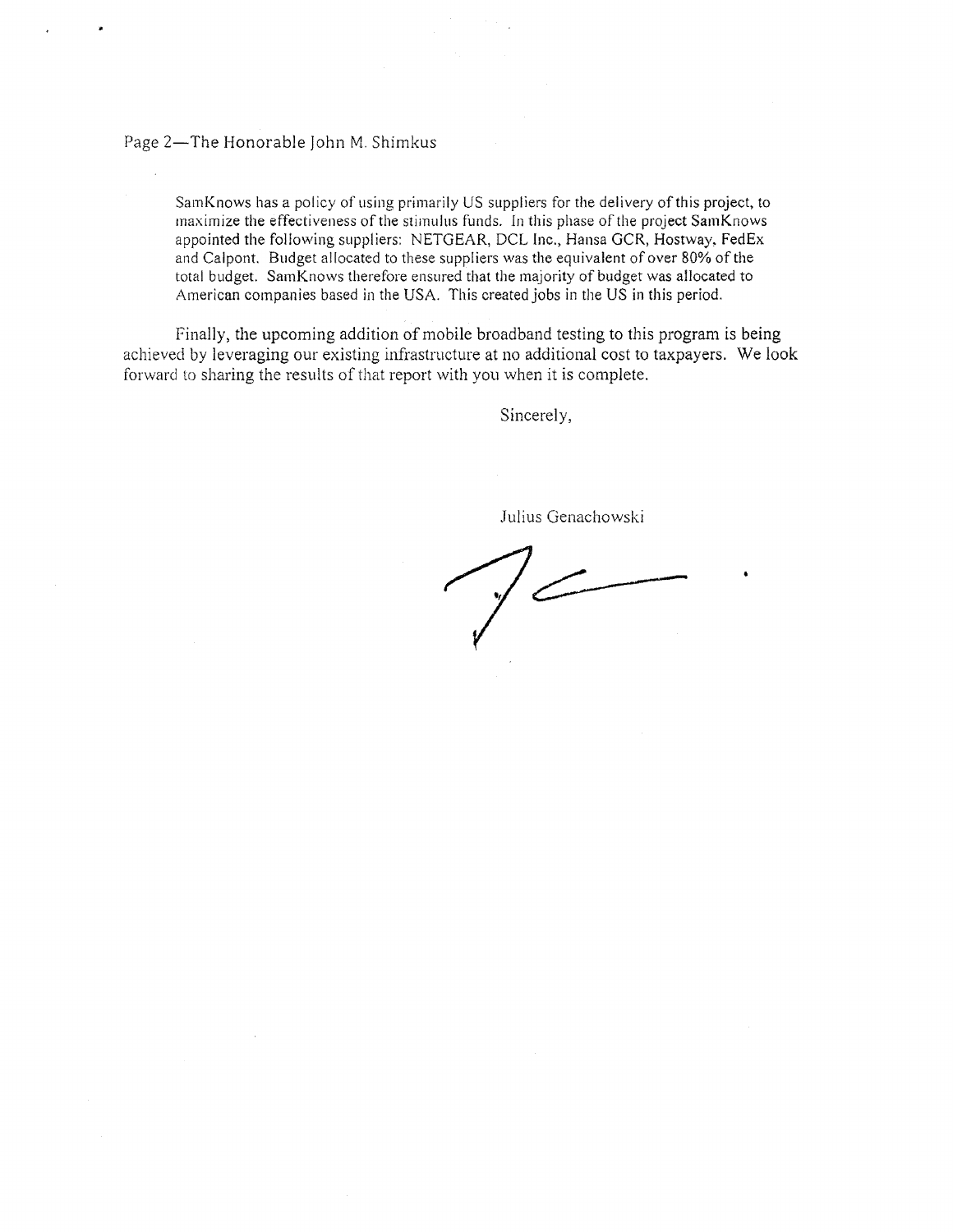SamKnows has a policy of using primarily US suppliers for the delivery of this project, to maximize the effectiveness of the stimulus funds. In this phase of the project SamKnows appointed the following suppliers: NETGEAR, DCL Inc., Hansa GCR, Hostway, FedEx and Calpont. Budget allocated to these suppliers was the equivalent of over 80% of the total budget. SamKnows therefore ensured that the majority of budget was allocated to American companies based in the USA. This created jobs in the US in this period.

Finally, the upcoming addition of mobile broadband testing to this program is being achieved by leveraging our existing infrastructure at no additional cost to taxpayers. We look forward to sharing the results of that report with you when it is complete.

Sincerely,

Julius Genachowski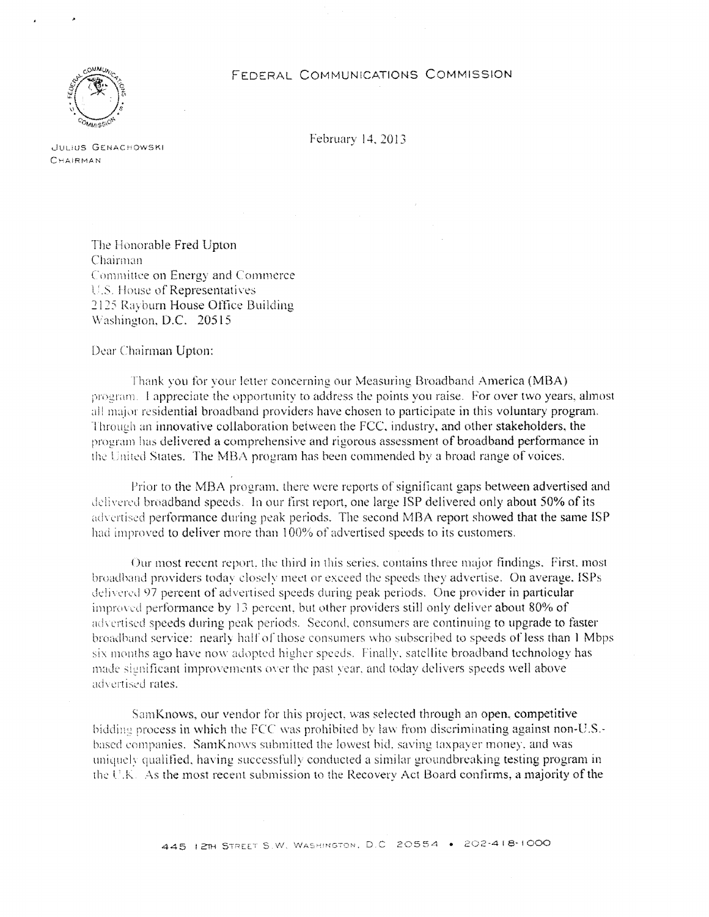FEDERAL COMMUNICATIONS COMMISSION

JULIUS GENACHOWSKI
CHAIRMAN

February 14, 2013

The Honorable Fred Upton
Chairman
Committee on Energy and Commerce
U.S. House of Representatives
2125 Rayburn House Office Building
Washington, D.C. 20515

Dear Chairman Upton:

Thank you for your letter concerning our Measuring Broadband America (MBA) program. I appreciate the opportunity to address the points you raise. For over two years, almost all major residential broadband providers have chosen to participate in this voluntary program. Through an innovative collaboration between the FCC, industry, and other stakeholders, the program has delivered a comprehensive and rigorous assessment of broadband performance in the United States. The MBA program has been commended by a broad range of voices.

Prior to the MBA program, there were reports of significant gaps between advertised and delivered broadband speeds. In our first report, one large ISP delivered only about 50% of its advertised performance during peak periods. The second MBA report showed that the same ISP had improved to deliver more than 100% of advertised speeds to its customers.

Our most recent report, the third in this series, contains three major findings. First, most broadband providers today closely meet or exceed the speeds they advertise. On average, ISPs delivered 97 percent of advertised speeds during peak periods. One provider in particular improved performance by 13 percent, but other providers still only deliver about 80% of advertised speeds during peak periods. Second, consumers are continuing to upgrade to faster broadband service: nearly half of those consumers who subscribed to speeds of less than 1 Mbps six months ago have now adopted higher speeds. Finally, satellite broadband technology has made significant improvements over the past year, and today delivers speeds well above advertised rates.

SamKnows, our vendor for this project, was selected through an open, competitive bidding process in which the FCC was prohibited by law from discriminating against non-U.S.-based companies. SamKnows submitted the lowest bid, saving taxpayer money, and was uniquely qualified, having successfully conducted a similar groundbreaking testing program in the U.K. As the most recent submission to the Recovery Act Board confirms, a majority of the

445 12TH STREET S.W. WASHINGTON, D.C. 20554 • 202-418-1000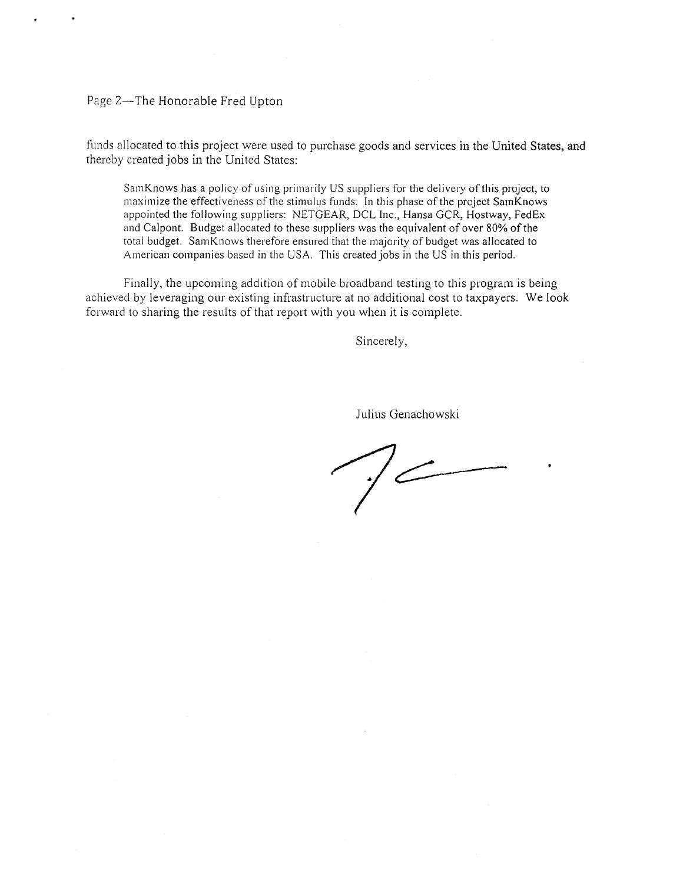Page 2—The Honorable Fred Upton

funds allocated to this project were used to purchase goods and services in the United States, and thereby created jobs in the United States:

> SamKnows has a policy of using primarily US suppliers for the delivery of this project, to maximize the effectiveness of the stimulus funds. In this phase of the project SamKnows appointed the following suppliers: NETGEAR, DCL Inc., Hansa GCR, Hostway, FedEx and Calpont. Budget allocated to these suppliers was the equivalent of over 80% of the total budget. SamKnows therefore ensured that the majority of budget was allocated to American companies based in the USA. This created jobs in the US in this period.

Finally, the upcoming addition of mobile broadband testing to this program is being achieved by leveraging our existing infrastructure at no additional cost to taxpayers. We look forward to sharing the results of that report with you when it is complete.

Sincerely,

Julius Genachowski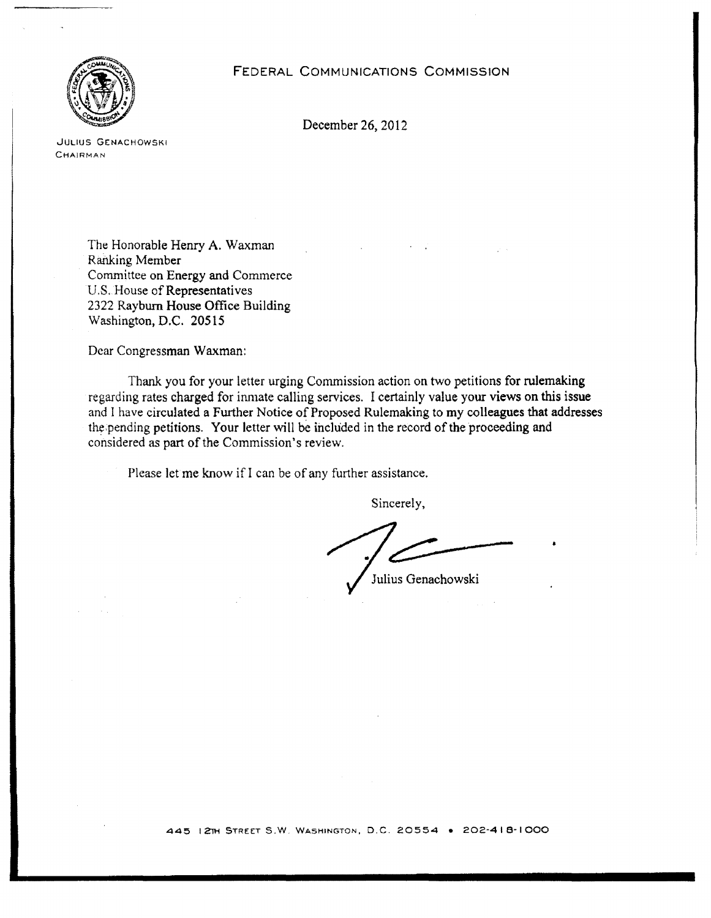FEDERAL COMMUNICATIONS COMMISSION

JULIUS GENACHOWSKI
CHAIRMAN

December 26, 2012

The Honorable Henry A. Waxman
Ranking Member
Committee on Energy and Commerce
U.S. House of Representatives
2322 Rayburn House Office Building
Washington, D.C. 20515

Dear Congressman Waxman:

Thank you for your letter urging Commission action on two petitions for rulemaking regarding rates charged for inmate calling services. I certainly value your views on this issue and I have circulated a Further Notice of Proposed Rulemaking to my colleagues that addresses the pending petitions. Your letter will be included in the record of the proceeding and considered as part of the Commission's review.

Please let me know if I can be of any further assistance.

Sincerely,

Julius Genachowski

445 12TH STREET S.W. WASHINGTON, D.C. 20554 • 202-418-1000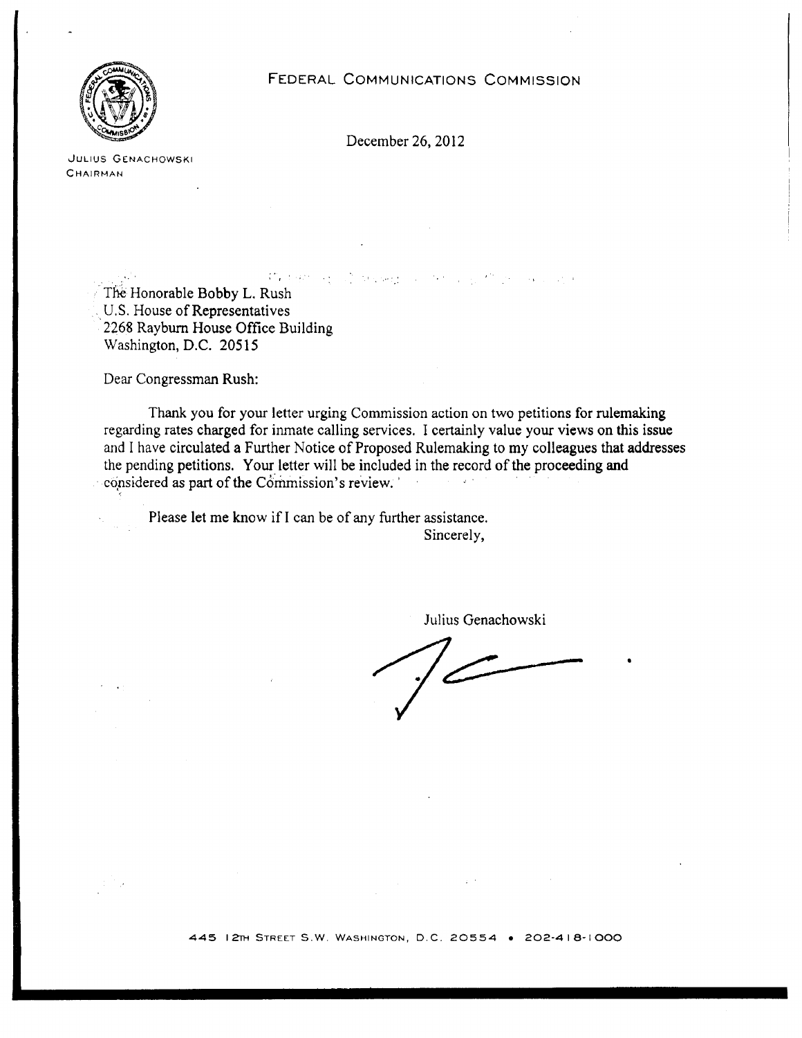FEDERAL COMMUNICATIONS COMMISSION

JULIUS GENACHOWSKI
CHAIRMAN

December 26, 2012

The Honorable Bobby L. Rush
U.S. House of Representatives
2268 Rayburn House Office Building
Washington, D.C. 20515

Dear Congressman Rush:

Thank you for your letter urging Commission action on two petitions for rulemaking regarding rates charged for inmate calling services. I certainly value your views on this issue and I have circulated a Further Notice of Proposed Rulemaking to my colleagues that addresses the pending petitions. Your letter will be included in the record of the proceeding and considered as part of the Commission's review.

Please let me know if I can be of any further assistance.

Sincerely,

Julius Genachowski

445 12TH STREET S.W. WASHINGTON, D.C. 20554 • 202-418-1000